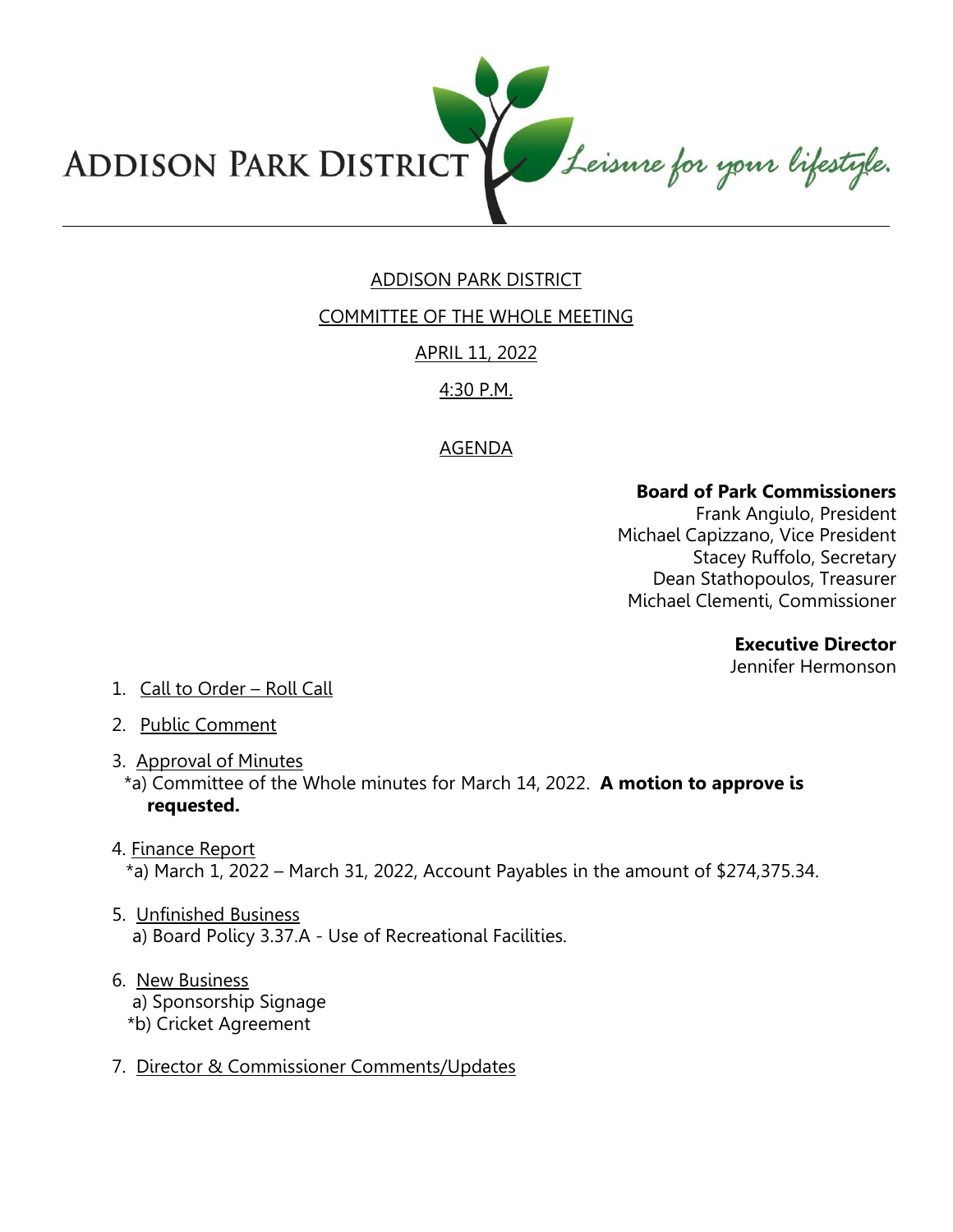ADDISON PARK DISTRICT *Leisure for your lifestyle.*

# ADDISON PARK DISTRICT

## COMMITTEE OF THE WHOLE MEETING

## APRIL 11, 2022

## 4:30 P.M.

## AGENDA

**Board of Park Commissioners**
Frank Angiulo, President
Michael Capizzano, Vice President
Stacey Ruffolo, Secretary
Dean Stathopoulos, Treasurer
Michael Clementi, Commissioner

**Executive Director**
Jennifer Hermonson

1. Call to Order – Roll Call

2. Public Comment

3. Approval of Minutes
   *a) Committee of the Whole minutes for March 14, 2022. **A motion to approve is requested.**

4. Finance Report
   *a) March 1, 2022 – March 31, 2022, Account Payables in the amount of $274,375.34.

5. Unfinished Business
   a) Board Policy 3.37.A - Use of Recreational Facilities.

6. New Business
   a) Sponsorship Signage
   *b) Cricket Agreement

7. Director & Commissioner Comments/Updates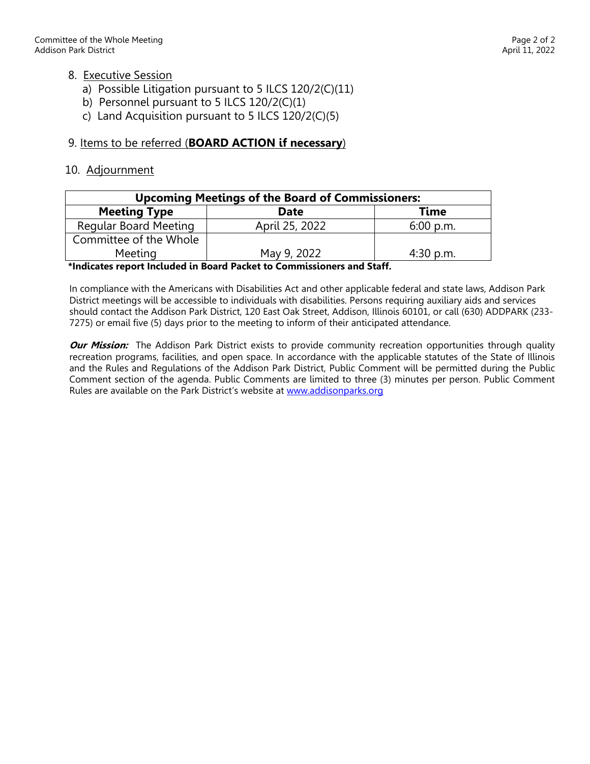8. Executive Session
   a) Possible Litigation pursuant to 5 ILCS 120/2(C)(11)
   b) Personnel pursuant to 5 ILCS 120/2(C)(1)
   c) Land Acquisition pursuant to 5 ILCS 120/2(C)(5)

9. Items to be referred (**BOARD ACTION if necessary**)

10. Adjournment

| **Upcoming Meetings of the Board of Commissioners:** | | |
|---|---|---|
| **Meeting Type** | **Date** | **Time** |
| Regular Board Meeting | April 25, 2022 | 6:00 p.m. |
| Committee of the Whole Meeting | May 9, 2022 | 4:30 p.m. |

**\*Indicates report Included in Board Packet to Commissioners and Staff.**

In compliance with the Americans with Disabilities Act and other applicable federal and state laws, Addison Park District meetings will be accessible to individuals with disabilities. Persons requiring auxiliary aids and services should contact the Addison Park District, 120 East Oak Street, Addison, Illinois 60101, or call (630) ADDPARK (233-7275) or email five (5) days prior to the meeting to inform of their anticipated attendance.

***Our Mission:*** The Addison Park District exists to provide community recreation opportunities through quality recreation programs, facilities, and open space. In accordance with the applicable statutes of the State of Illinois and the Rules and Regulations of the Addison Park District, Public Comment will be permitted during the Public Comment section of the agenda. Public Comments are limited to three (3) minutes per person. Public Comment Rules are available on the Park District's website at www.addisonparks.org